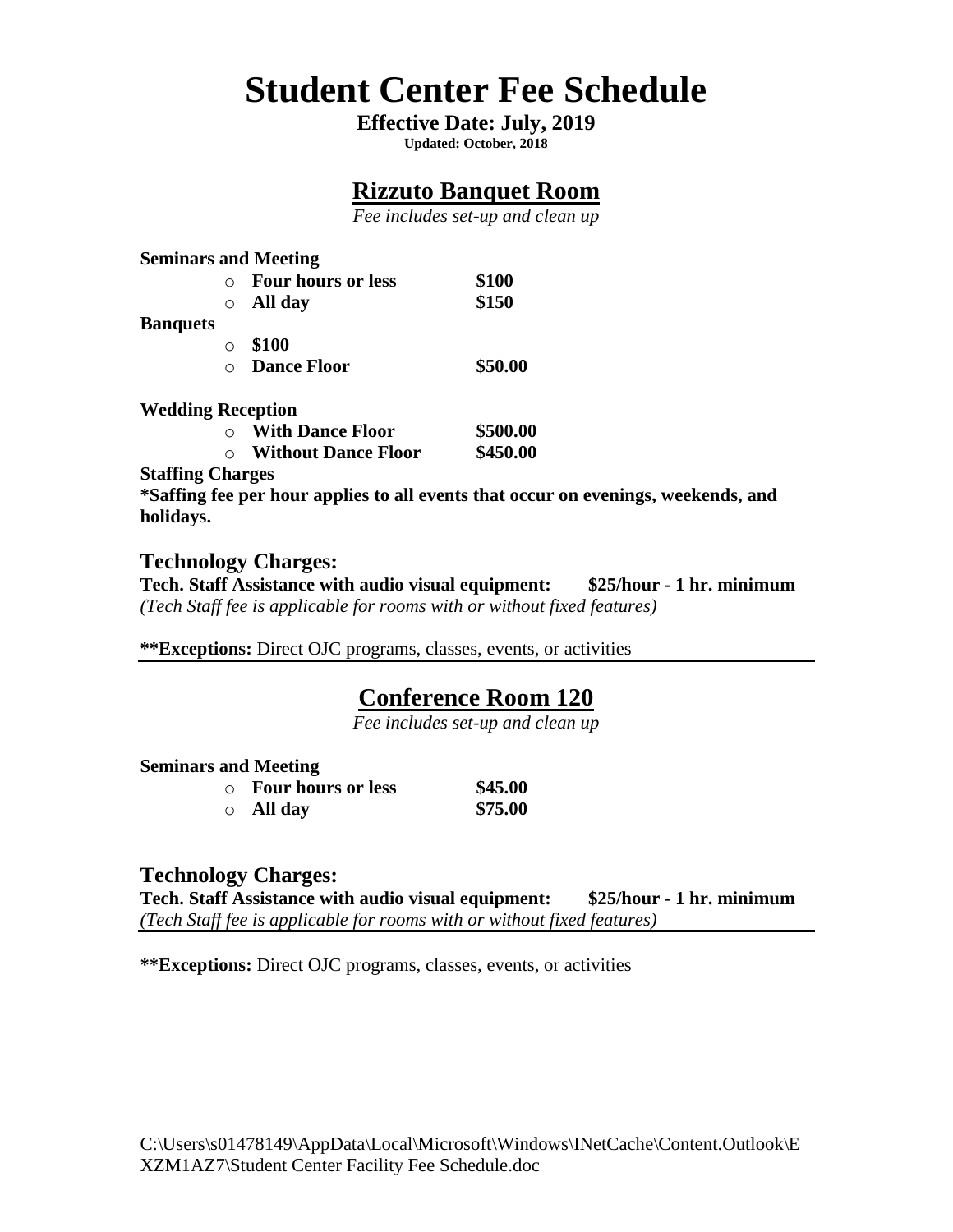# Student Center Fee Schedule

**Effective Date: July, 2019**

**Updated: October, 2018**

## Rizzuto Banquet Room

*Fee includes set-up and clean up*

**Seminars and Meeting**

- **Four hours or less** **$100**
- **All day** **$150**

**Banquets**

- **$100**
- **Dance Floor** **$50.00**

**Wedding Reception**

- **With Dance Floor** **$500.00**
- **Without Dance Floor** **$450.00**

**Staffing Charges**

***Saffing fee per hour applies to all events that occur on evenings, weekends, and holidays.**

### Technology Charges:

**Tech. Staff Assistance with audio visual equipment:** **$25/hour - 1 hr. minimum**

*(Tech Staff fee is applicable for rooms with or without fixed features)*

****Exceptions:** Direct OJC programs, classes, events, or activities

## Conference Room 120

*Fee includes set-up and clean up*

**Seminars and Meeting**

- **Four hours or less** **$45.00**
- **All day** **$75.00**

### Technology Charges:

**Tech. Staff Assistance with audio visual equipment:** **$25/hour - 1 hr. minimum**

*(Tech Staff fee is applicable for rooms with or without fixed features)*

****Exceptions:** Direct OJC programs, classes, events, or activities

C:\Users\s01478149\AppData\Local\Microsoft\Windows\INetCache\Content.Outlook\EXZM1AZ7\Student Center Facility Fee Schedule.doc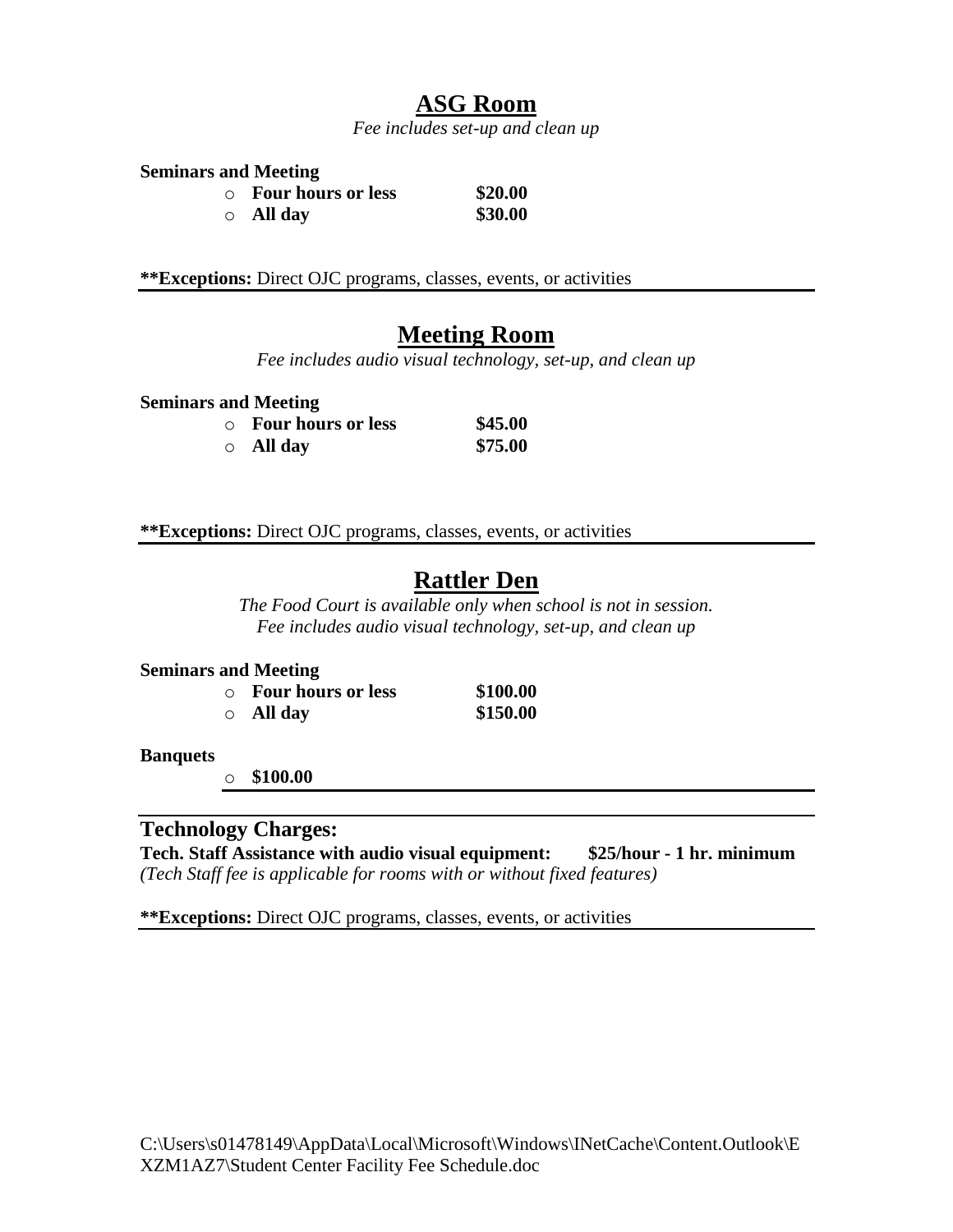## ASG Room

*Fee includes set-up and clean up*

**Seminars and Meeting**

- **Four hours or less** **$20.00**
- **All day** **$30.00**

****Exceptions:** Direct OJC programs, classes, events, or activities

---

## Meeting Room

*Fee includes audio visual technology, set-up, and clean up*

**Seminars and Meeting**

- **Four hours or less** **$45.00**
- **All day** **$75.00**

****Exceptions:** Direct OJC programs, classes, events, or activities

---

## Rattler Den

*The Food Court is available only when school is not in session.*
*Fee includes audio visual technology, set-up, and clean up*

**Seminars and Meeting**

- **Four hours or less** **$100.00**
- **All day** **$150.00**

**Banquets**

- **$100.00**

---

### Technology Charges:

**Tech. Staff Assistance with audio visual equipment:** **$25/hour - 1 hr. minimum**
*(Tech Staff fee is applicable for rooms with or without fixed features)*

****Exceptions:** Direct OJC programs, classes, events, or activities

C:\Users\s01478149\AppData\Local\Microsoft\Windows\INetCache\Content.Outlook\EXZM1AZ7\Student Center Facility Fee Schedule.doc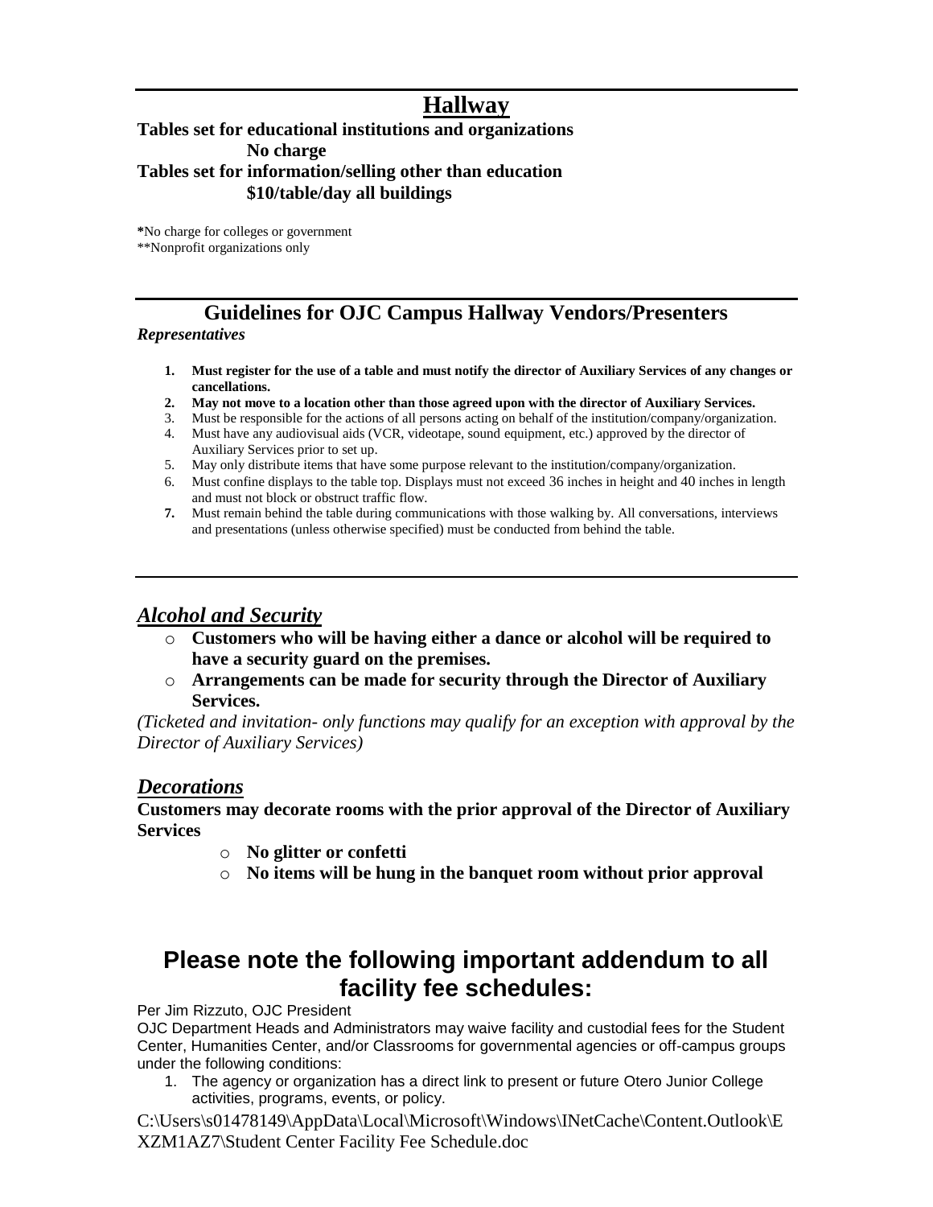## Hallway

**Tables set for educational institutions and organizations**

**No charge**

**Tables set for information/selling other than education**

**$10/table/day all buildings**

**\***No charge for colleges or government
\*\*Nonprofit organizations only

## Guidelines for OJC Campus Hallway Vendors/Presenters

***Representatives***

1. **Must register for the use of a table and must notify the director of Auxiliary Services of any changes or cancellations.**
2. **May not move to a location other than those agreed upon with the director of Auxiliary Services.**
3. Must be responsible for the actions of all persons acting on behalf of the institution/company/organization.
4. Must have any audiovisual aids (VCR, videotape, sound equipment, etc.) approved by the director of Auxiliary Services prior to set up.
5. May only distribute items that have some purpose relevant to the institution/company/organization.
6. Must confine displays to the table top. Displays must not exceed 36 inches in height and 40 inches in length and must not block or obstruct traffic flow.
7. Must remain behind the table during communications with those walking by. All conversations, interviews and presentations (unless otherwise specified) must be conducted from behind the table.

### *Alcohol and Security*

- **Customers who will be having either a dance or alcohol will be required to have a security guard on the premises.**
- **Arrangements can be made for security through the Director of Auxiliary Services.**

*(Ticketed and invitation- only functions may qualify for an exception with approval by the Director of Auxiliary Services)*

### *Decorations*

**Customers may decorate rooms with the prior approval of the Director of Auxiliary Services**

- **No glitter or confetti**
- **No items will be hung in the banquet room without prior approval**

## Please note the following important addendum to all facility fee schedules:

Per Jim Rizzuto, OJC President

OJC Department Heads and Administrators may waive facility and custodial fees for the Student Center, Humanities Center, and/or Classrooms for governmental agencies or off-campus groups under the following conditions:

1. The agency or organization has a direct link to present or future Otero Junior College activities, programs, events, or policy.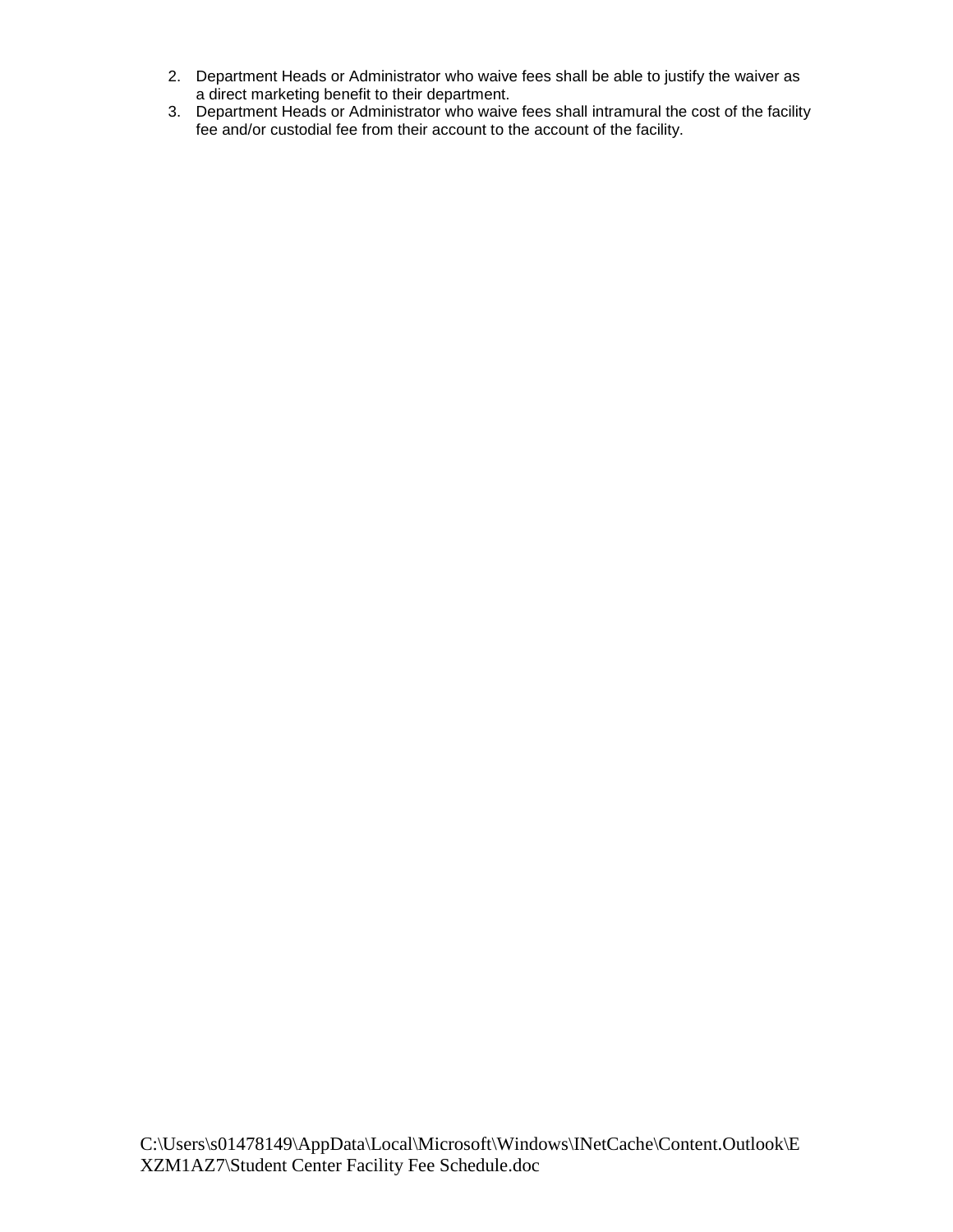2. Department Heads or Administrator who waive fees shall be able to justify the waiver as a direct marketing benefit to their department.
3. Department Heads or Administrator who waive fees shall intramural the cost of the facility fee and/or custodial fee from their account to the account of the facility.